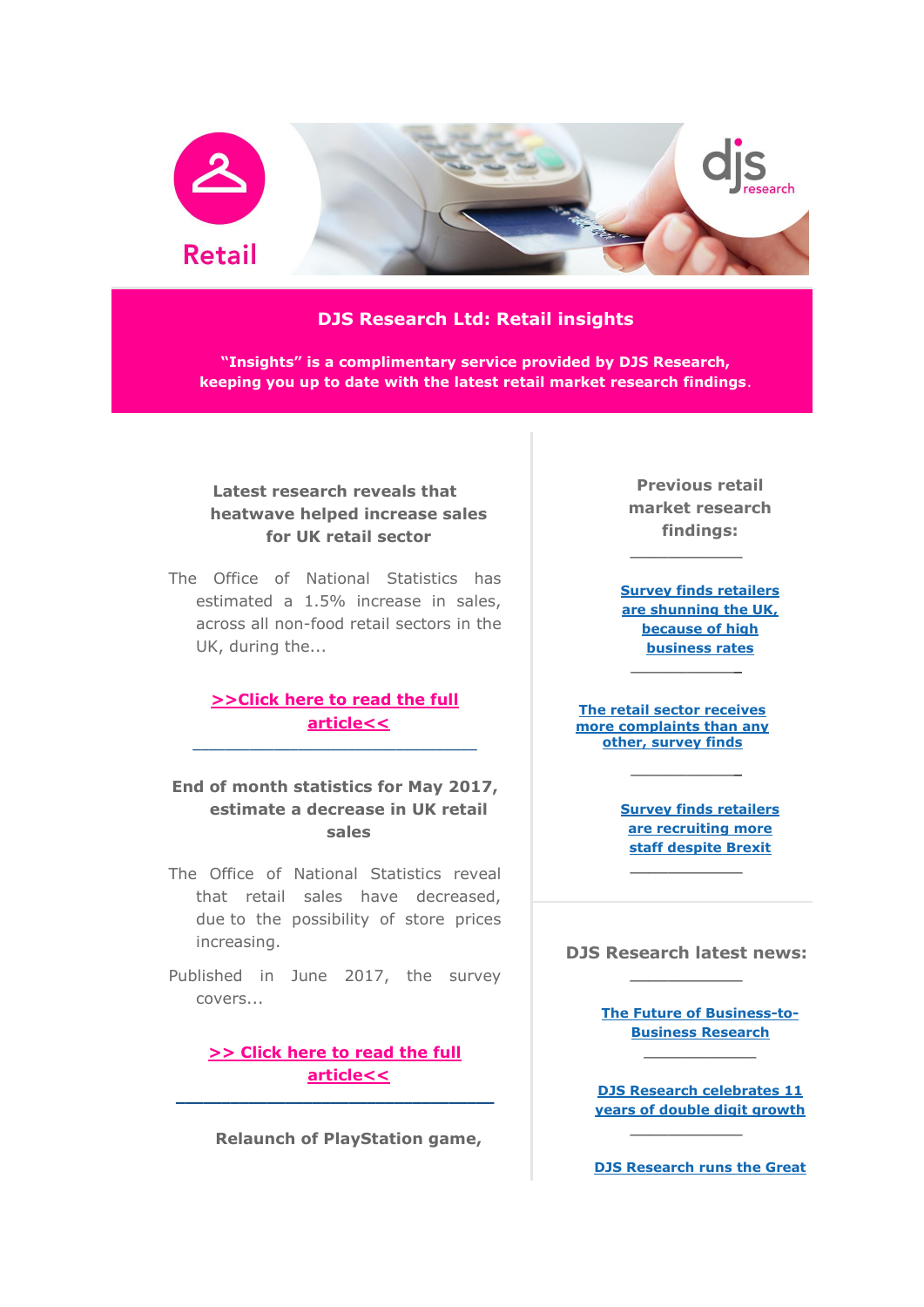Retail

djs research

# DJS Research Ltd: Retail insights

**"Insights" is a complimentary service provided by DJS Research, keeping you up to date with the latest retail market research findings.**

### Latest research reveals that heatwave helped increase sales for UK retail sector

The Office of National Statistics has estimated a 1.5% increase in sales, across all non-food retail sectors in the UK, during the...

**>>Click here to read the full article<<**

---

### End of month statistics for May 2017, estimate a decrease in UK retail sales

The Office of National Statistics reveal that retail sales have decreased, due to the possibility of store prices increasing.

Published in June 2017, the survey covers...

**>> Click here to read the full article<<**

---

### Relaunch of PlayStation game,

### Previous retail market research findings:

---

**Survey finds retailers are shunning the UK, because of high business rates**

---

**The retail sector receives more complaints than any other, survey finds**

---

**Survey finds retailers are recruiting more staff despite Brexit**

---

### DJS Research latest news:

---

**The Future of Business-to-Business Research**

---

**DJS Research celebrates 11 years of double digit growth**

---

**DJS Research runs the Great**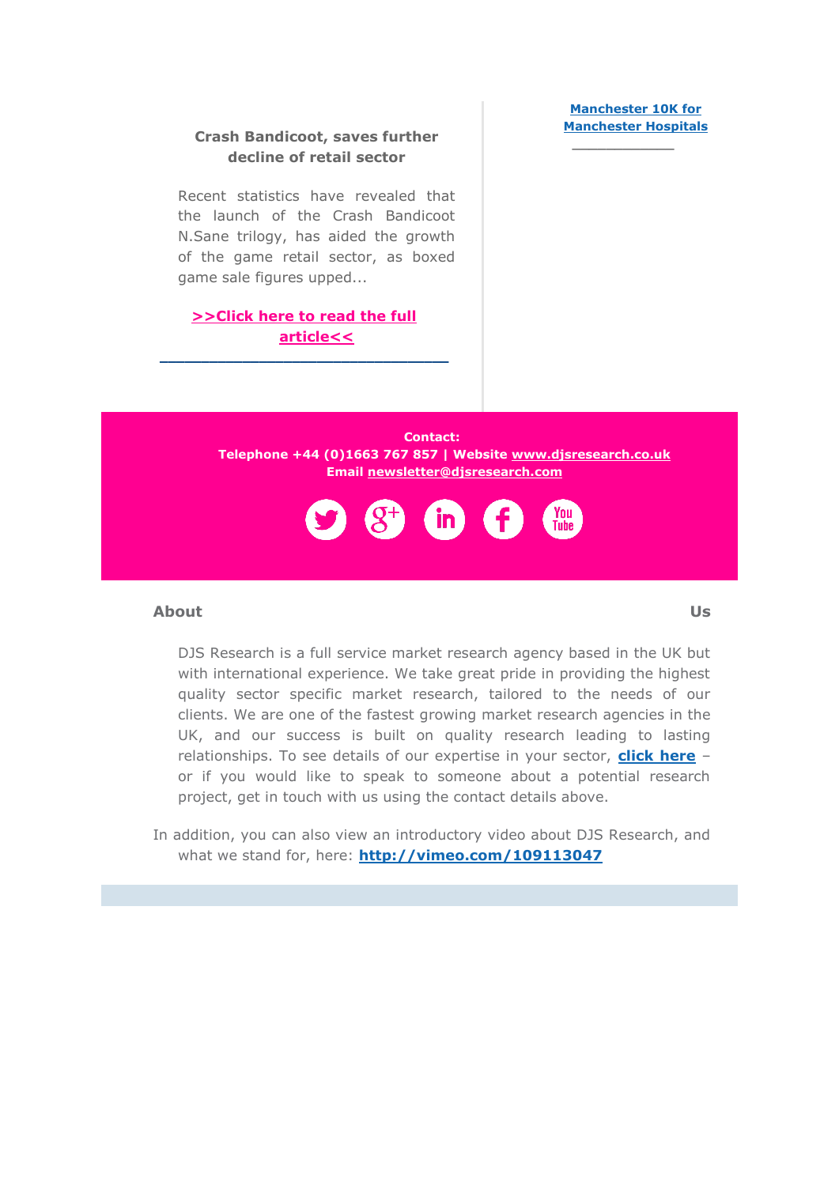**Crash Bandicoot, saves further decline of retail sector**

Recent statistics have revealed that the launch of the Crash Bandicoot N.Sane trilogy, has aided the growth of the game retail sector, as boxed game sale figures upped...

**>>Click here to read the full article<<**

---

**Manchester 10K for Manchester Hospitals**

---

**Contact:**
**Telephone +44 (0)1663 767 857 | Website www.djsresearch.co.uk**
**Email newsletter@djsresearch.com**

**About Us**

DJS Research is a full service market research agency based in the UK but with international experience. We take great pride in providing the highest quality sector specific market research, tailored to the needs of our clients. We are one of the fastest growing market research agencies in the UK, and our success is built on quality research leading to lasting relationships. To see details of our expertise in your sector, **click here** – or if you would like to speak to someone about a potential research project, get in touch with us using the contact details above.

In addition, you can also view an introductory video about DJS Research, and what we stand for, here: **http://vimeo.com/109113047**